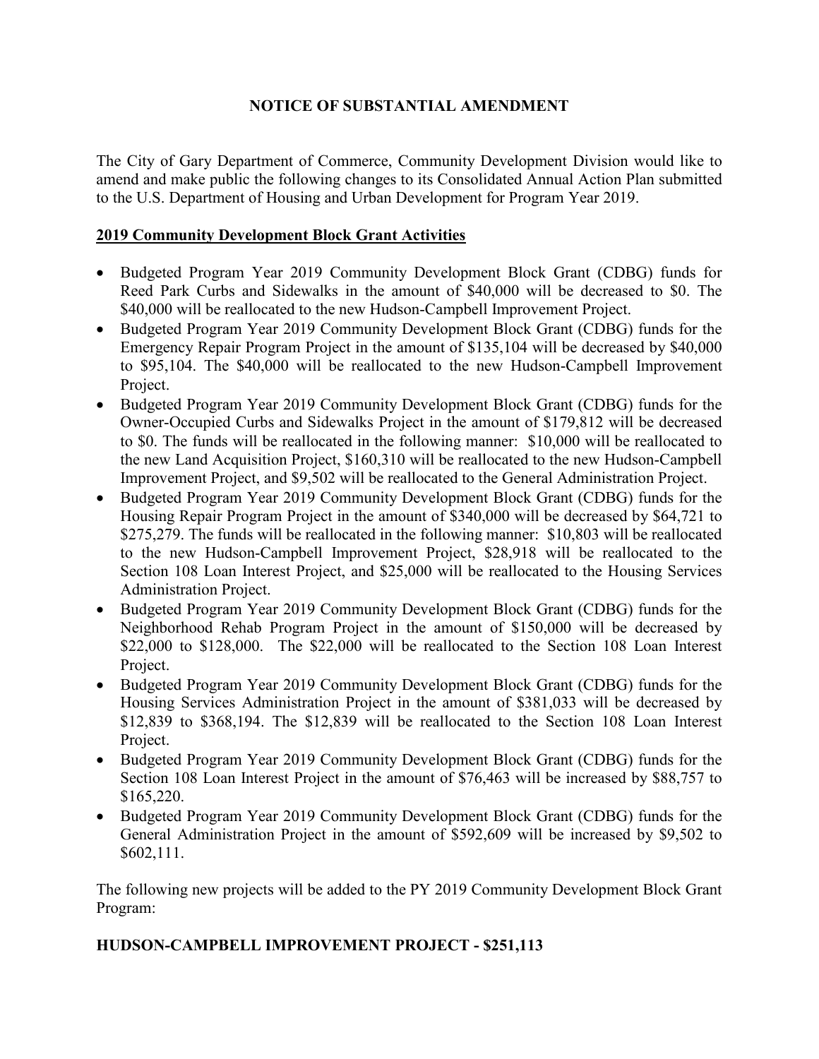# NOTICE OF SUBSTANTIAL AMENDMENT

The City of Gary Department of Commerce, Community Development Division would like to amend and make public the following changes to its Consolidated Annual Action Plan submitted to the U.S. Department of Housing and Urban Development for Program Year 2019.

## 2019 Community Development Block Grant Activities

- Budgeted Program Year 2019 Community Development Block Grant (CDBG) funds for Reed Park Curbs and Sidewalks in the amount of $40,000 will be decreased to $0. The $40,000 will be reallocated to the new Hudson-Campbell Improvement Project.
- Budgeted Program Year 2019 Community Development Block Grant (CDBG) funds for the Emergency Repair Program Project in the amount of $135,104 will be decreased by $40,000 to $95,104. The $40,000 will be reallocated to the new Hudson-Campbell Improvement Project.
- Budgeted Program Year 2019 Community Development Block Grant (CDBG) funds for the Owner-Occupied Curbs and Sidewalks Project in the amount of $179,812 will be decreased to $0. The funds will be reallocated in the following manner: $10,000 will be reallocated to the new Land Acquisition Project, $160,310 will be reallocated to the new Hudson-Campbell Improvement Project, and $9,502 will be reallocated to the General Administration Project.
- Budgeted Program Year 2019 Community Development Block Grant (CDBG) funds for the Housing Repair Program Project in the amount of $340,000 will be decreased by $64,721 to $275,279. The funds will be reallocated in the following manner: $10,803 will be reallocated to the new Hudson-Campbell Improvement Project, $28,918 will be reallocated to the Section 108 Loan Interest Project, and $25,000 will be reallocated to the Housing Services Administration Project.
- Budgeted Program Year 2019 Community Development Block Grant (CDBG) funds for the Neighborhood Rehab Program Project in the amount of $150,000 will be decreased by $22,000 to $128,000. The $22,000 will be reallocated to the Section 108 Loan Interest Project.
- Budgeted Program Year 2019 Community Development Block Grant (CDBG) funds for the Housing Services Administration Project in the amount of $381,033 will be decreased by $12,839 to $368,194. The $12,839 will be reallocated to the Section 108 Loan Interest Project.
- Budgeted Program Year 2019 Community Development Block Grant (CDBG) funds for the Section 108 Loan Interest Project in the amount of $76,463 will be increased by $88,757 to $165,220.
- Budgeted Program Year 2019 Community Development Block Grant (CDBG) funds for the General Administration Project in the amount of $592,609 will be increased by $9,502 to $602,111.

The following new projects will be added to the PY 2019 Community Development Block Grant Program:

### HUDSON-CAMPBELL IMPROVEMENT PROJECT - $251,113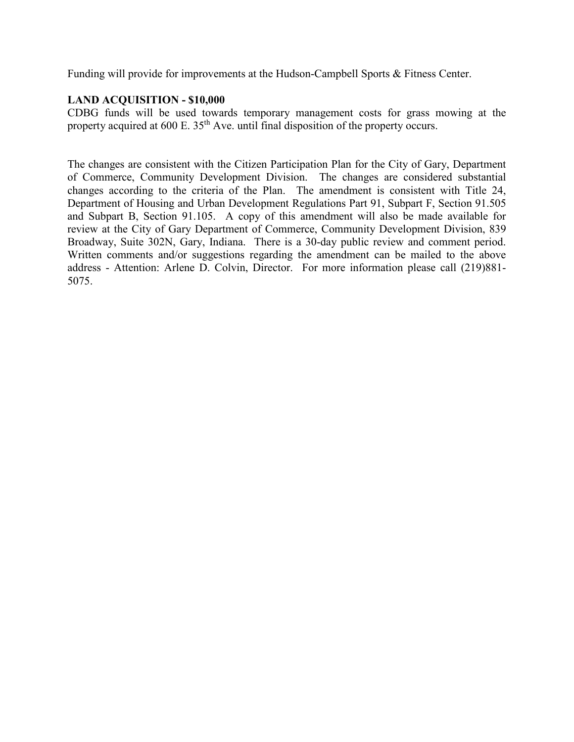Funding will provide for improvements at the Hudson-Campbell Sports & Fitness Center.

**LAND ACQUISITION - $10,000**

CDBG funds will be used towards temporary management costs for grass mowing at the property acquired at 600 E. 35th Ave. until final disposition of the property occurs.

The changes are consistent with the Citizen Participation Plan for the City of Gary, Department of Commerce, Community Development Division. The changes are considered substantial changes according to the criteria of the Plan. The amendment is consistent with Title 24, Department of Housing and Urban Development Regulations Part 91, Subpart F, Section 91.505 and Subpart B, Section 91.105. A copy of this amendment will also be made available for review at the City of Gary Department of Commerce, Community Development Division, 839 Broadway, Suite 302N, Gary, Indiana. There is a 30-day public review and comment period. Written comments and/or suggestions regarding the amendment can be mailed to the above address - Attention: Arlene D. Colvin, Director. For more information please call (219)881-5075.